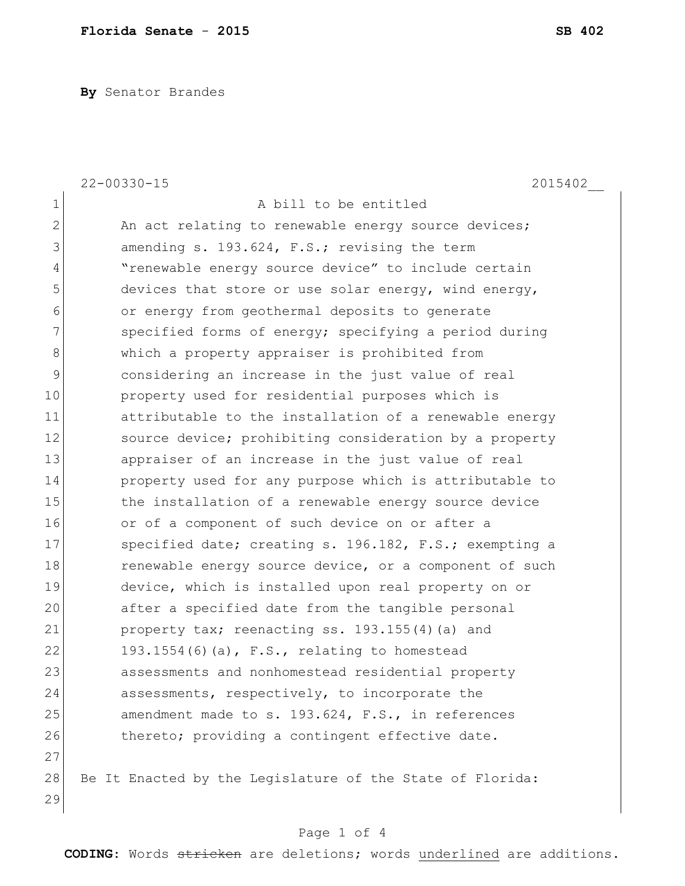**Florida Senate - 2015** **SB 402**

**By** Senator Brandes

22-00330-15 2015402__

A bill to be entitled

An act relating to renewable energy source devices; amending s. 193.624, F.S.; revising the term "renewable energy source device" to include certain devices that store or use solar energy, wind energy, or energy from geothermal deposits to generate specified forms of energy; specifying a period during which a property appraiser is prohibited from considering an increase in the just value of real property used for residential purposes which is attributable to the installation of a renewable energy source device; prohibiting consideration by a property appraiser of an increase in the just value of real property used for any purpose which is attributable to the installation of a renewable energy source device or of a component of such device on or after a specified date; creating s. 196.182, F.S.; exempting a renewable energy source device, or a component of such device, which is installed upon real property on or after a specified date from the tangible personal property tax; reenacting ss. 193.155(4)(a) and 193.1554(6)(a), F.S., relating to homestead assessments and nonhomestead residential property assessments, respectively, to incorporate the amendment made to s. 193.624, F.S., in references thereto; providing a contingent effective date.

Be It Enacted by the Legislature of the State of Florida:

**CODING:** Words ~~stricken~~ are deletions; words underlined are additions.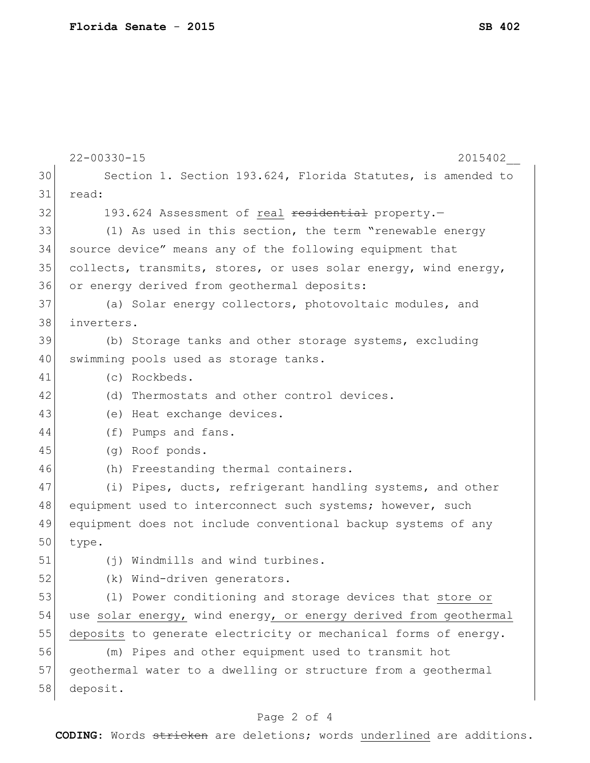Section 1. Section 193.624, Florida Statutes, is amended to read:

193.624 Assessment of <u>real</u> ~~residential~~ property.—

(1) As used in this section, the term "renewable energy source device" means any of the following equipment that collects, transmits, stores, or uses solar energy, wind energy, or energy derived from geothermal deposits:

(a) Solar energy collectors, photovoltaic modules, and inverters.

(b) Storage tanks and other storage systems, excluding swimming pools used as storage tanks.

(c) Rockbeds.

(d) Thermostats and other control devices.

(e) Heat exchange devices.

(f) Pumps and fans.

(g) Roof ponds.

(h) Freestanding thermal containers.

(i) Pipes, ducts, refrigerant handling systems, and other equipment used to interconnect such systems; however, such equipment does not include conventional backup systems of any type.

(j) Windmills and wind turbines.

(k) Wind-driven generators.

(l) Power conditioning and storage devices that <u>store or</u> use <u>solar energy,</u> wind energy<u>, or energy derived from geothermal deposits</u> to generate electricity or mechanical forms of energy.

(m) Pipes and other equipment used to transmit hot geothermal water to a dwelling or structure from a geothermal deposit.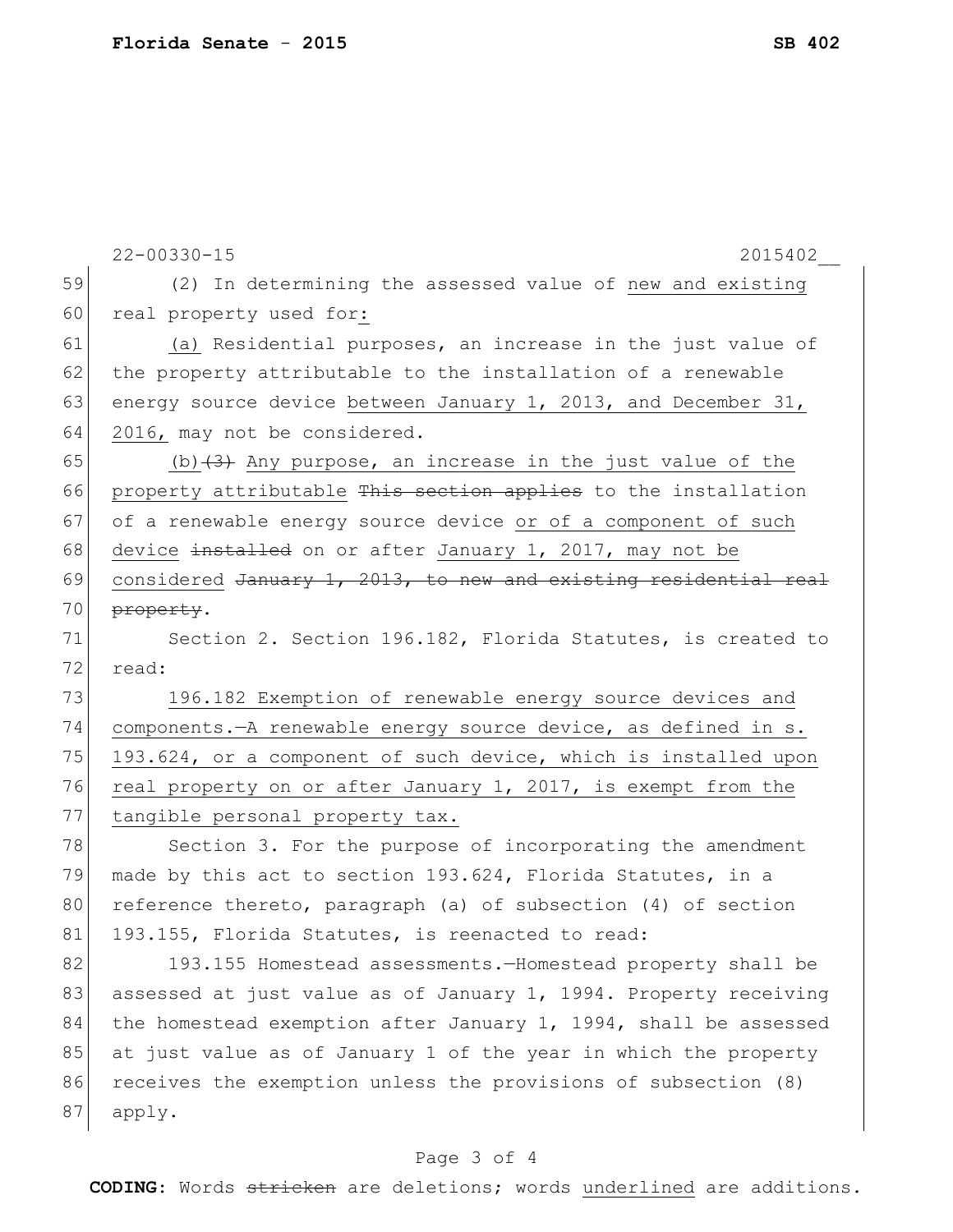22-00330-15 2015402__

59 (2) In determining the assessed value of <u>new and existing</u>
60 real property used for<u>:</u>

61 <u>(a)</u> Residential purposes, an increase in the just value of
62 the property attributable to the installation of a renewable
63 energy source device <u>between January 1, 2013, and December 31,</u>
64 <u>2016,</u> may not be considered.

65 <u>(b)</u>~~(3)~~ <u>Any purpose, an increase in the just value of the</u>
66 <u>property attributable</u> ~~This section applies~~ to the installation
67 of a renewable energy source device <u>or of a component of such</u>
68 <u>device</u> ~~installed~~ on or after <u>January 1, 2017, may not be</u>
69 <u>considered</u> ~~January 1, 2013, to new and existing residential real~~
70 ~~property~~.

71 Section 2. Section 196.182, Florida Statutes, is created to
72 read:

73 <u>196.182 Exemption of renewable energy source devices and</u>
74 <u>components.—A renewable energy source device, as defined in s.</u>
75 <u>193.624, or a component of such device, which is installed upon</u>
76 <u>real property on or after January 1, 2017, is exempt from the</u>
77 <u>tangible personal property tax.</u>

78 Section 3. For the purpose of incorporating the amendment
79 made by this act to section 193.624, Florida Statutes, in a
80 reference thereto, paragraph (a) of subsection (4) of section
81 193.155, Florida Statutes, is reenacted to read:

82 193.155 Homestead assessments.—Homestead property shall be
83 assessed at just value as of January 1, 1994. Property receiving
84 the homestead exemption after January 1, 1994, shall be assessed
85 at just value as of January 1 of the year in which the property
86 receives the exemption unless the provisions of subsection (8)
87 apply.

**CODING:** Words ~~stricken~~ are deletions; words <u>underlined</u> are additions.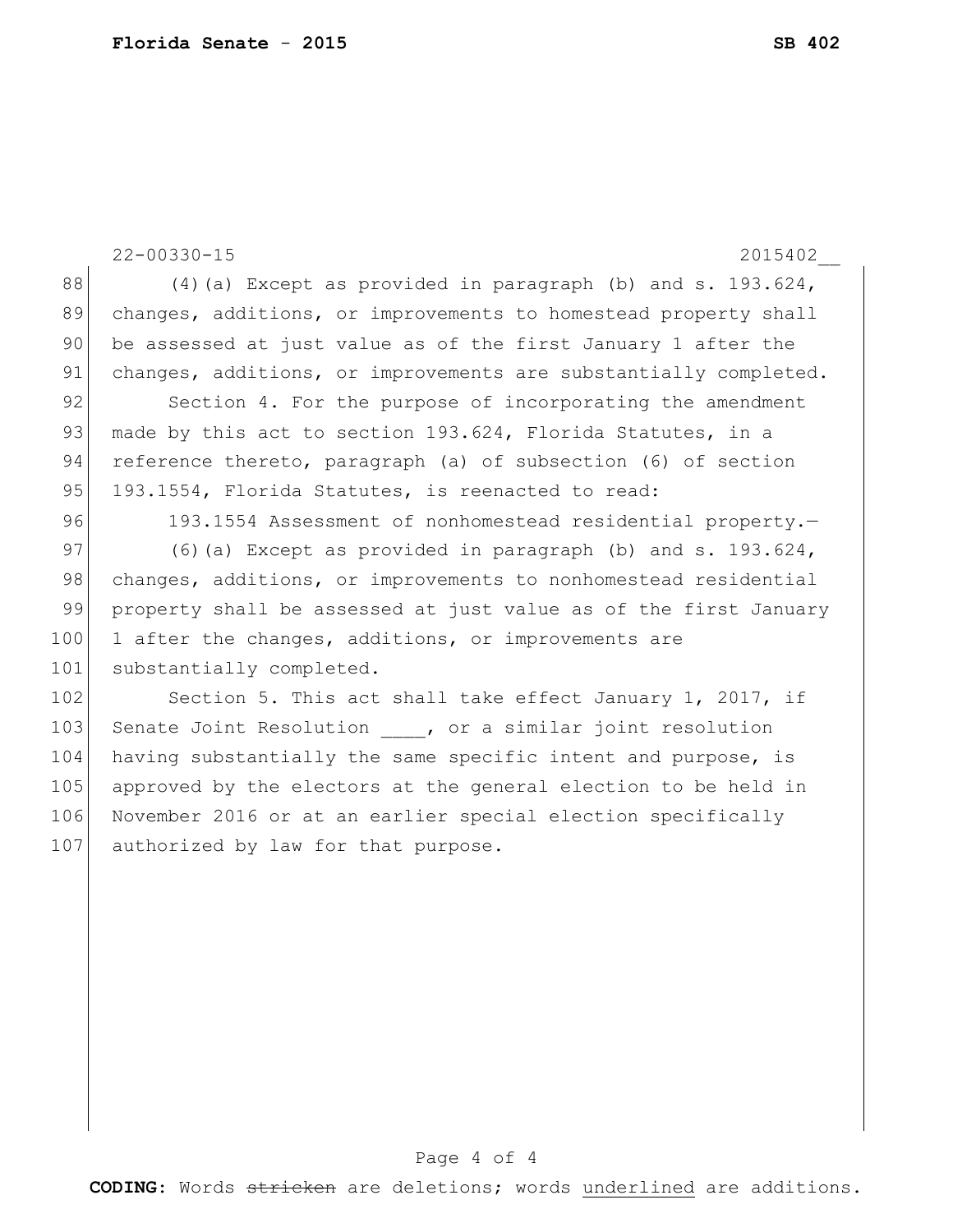(4)(a) Except as provided in paragraph (b) and s. 193.624, changes, additions, or improvements to homestead property shall be assessed at just value as of the first January 1 after the changes, additions, or improvements are substantially completed.

Section 4. For the purpose of incorporating the amendment made by this act to section 193.624, Florida Statutes, in a reference thereto, paragraph (a) of subsection (6) of section 193.1554, Florida Statutes, is reenacted to read:

193.1554 Assessment of nonhomestead residential property.—

(6)(a) Except as provided in paragraph (b) and s. 193.624, changes, additions, or improvements to nonhomestead residential property shall be assessed at just value as of the first January 1 after the changes, additions, or improvements are substantially completed.

Section 5. This act shall take effect January 1, 2017, if Senate Joint Resolution ____, or a similar joint resolution having substantially the same specific intent and purpose, is approved by the electors at the general election to be held in November 2016 or at an earlier special election specifically authorized by law for that purpose.